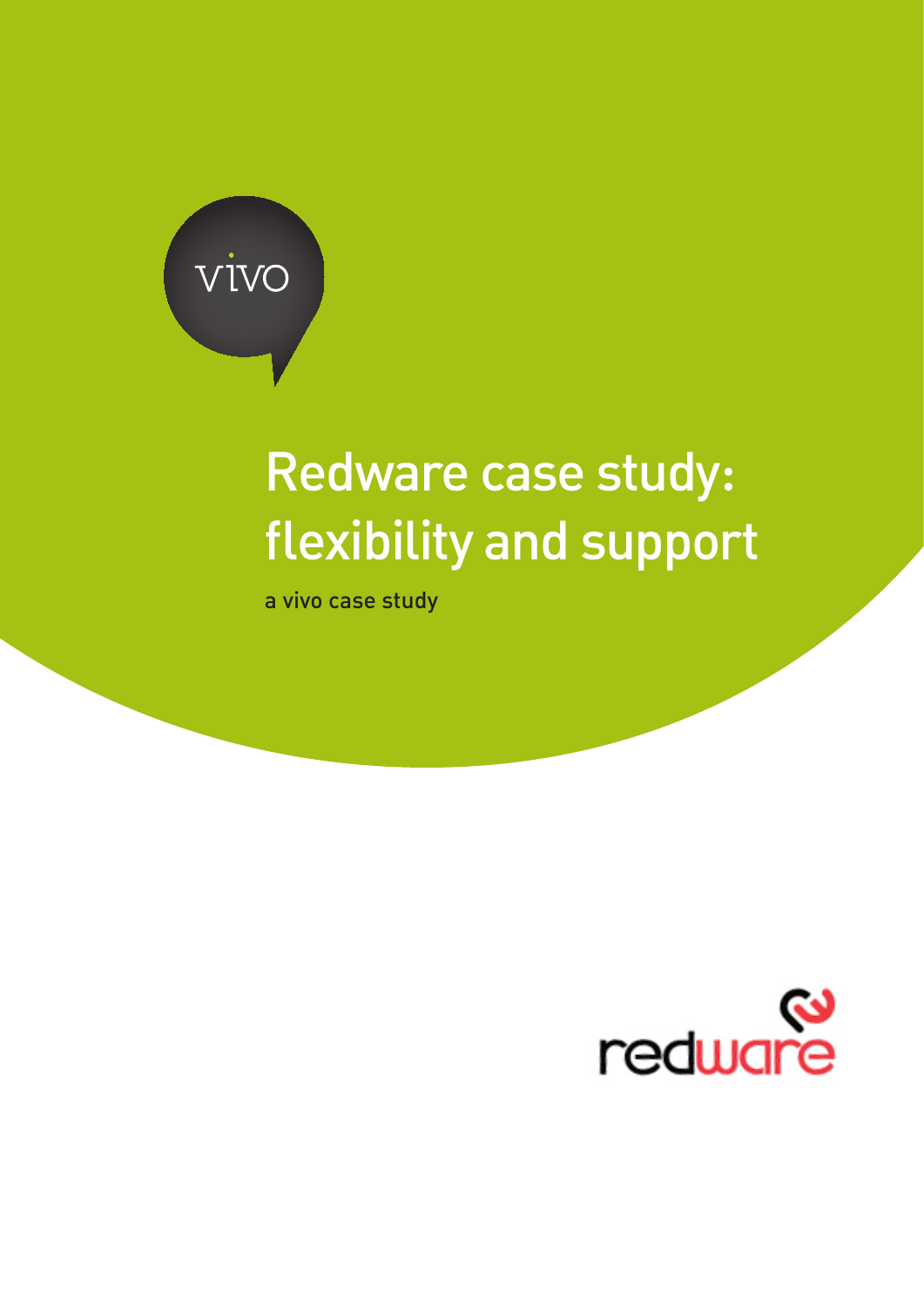vivo

# Redware case study: flexibility and support

a vivo case study

redware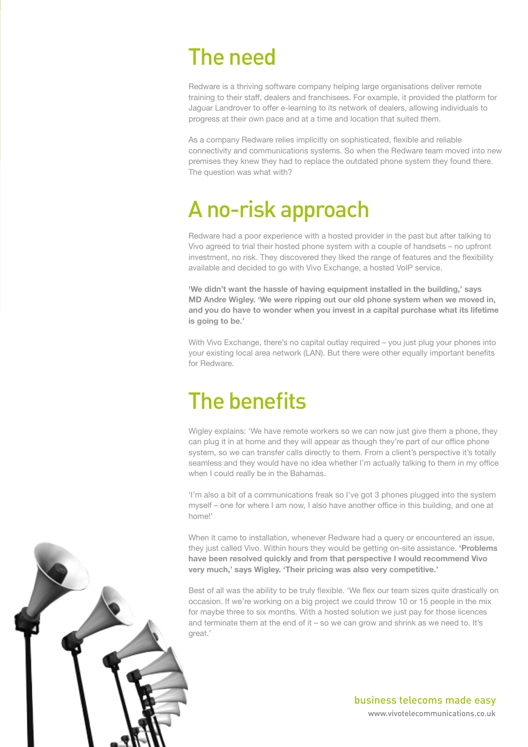# The need

Redware is a thriving software company helping large organisations deliver remote training to their staff, dealers and franchisees. For example, it provided the platform for Jaguar Landrover to offer e-learning to its network of dealers, allowing individuals to progress at their own pace and at a time and location that suited them.

As a company Redware relies implicitly on sophisticated, flexible and reliable connectivity and communications systems. So when the Redware team moved into new premises they knew they had to replace the outdated phone system they found there. The question was what with?

# A no-risk approach

Redware had a poor experience with a hosted provider in the past but after talking to Vivo agreed to trial their hosted phone system with a couple of handsets – no upfront investment, no risk. They discovered they liked the range of features and the flexibility available and decided to go with Vivo Exchange, a hosted VoIP service.

**'We didn't want the hassle of having equipment installed in the building,' says MD Andre Wigley. 'We were ripping out our old phone system when we moved in, and you do have to wonder when you invest in a capital purchase what its lifetime is going to be.'**

With Vivo Exchange, there's no capital outlay required – you just plug your phones into your existing local area network (LAN). But there were other equally important benefits for Redware.

# The benefits

Wigley explains: 'We have remote workers so we can now just give them a phone, they can plug it in at home and they will appear as though they're part of our office phone system, so we can transfer calls directly to them. From a client's perspective it's totally seamless and they would have no idea whether I'm actually talking to them in my office when I could really be in the Bahamas.

'I'm also a bit of a communications freak so I've got 3 phones plugged into the system myself – one for where I am now, I also have another office in this building, and one at home!'

When it came to installation, whenever Redware had a query or encountered an issue, they just called Vivo. Within hours they would be getting on-site assistance. **'Problems have been resolved quickly and from that perspective I would recommend Vivo very much,' says Wigley. 'Their pricing was also very competitive.'**

Best of all was the ability to be truly flexible. 'We flex our team sizes quite drastically on occasion. If we're working on a big project we could throw 10 or 15 people in the mix for maybe three to six months. With a hosted solution we just pay for those licences and terminate them at the end of it – so we can grow and shrink as we need to. It's great.'

business telecoms made easy
www.vivotelecommunications.co.uk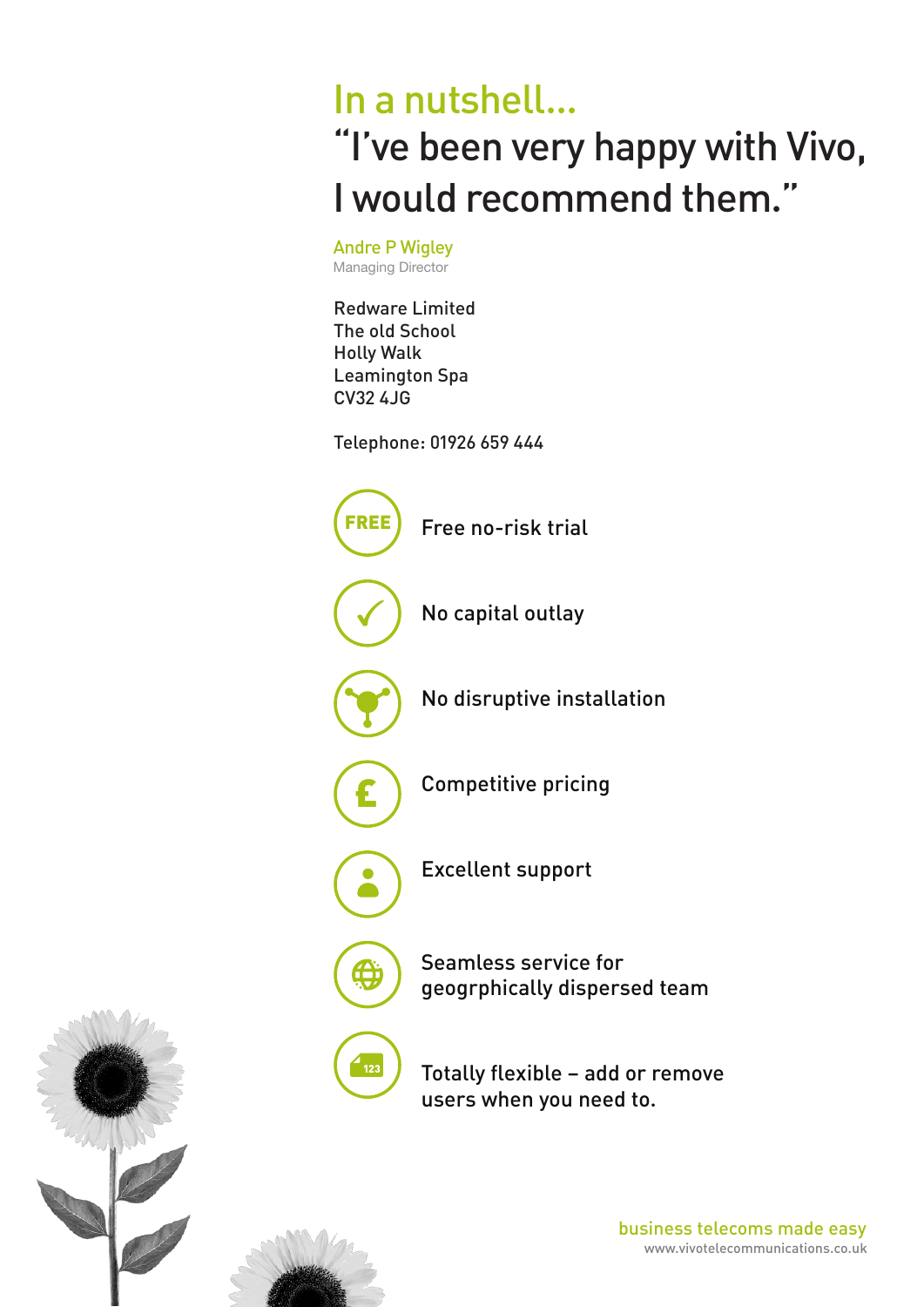# In a nutshell...

## "I've been very happy with Vivo, I would recommend them."

Andre P Wigley
Managing Director

Redware Limited
The old School
Holly Walk
Leamington Spa
CV32 4JG

Telephone: 01926 659 444

- Free no-risk trial
- No capital outlay
- No disruptive installation
- Competitive pricing
- Excellent support
- Seamless service for geogrphically dispersed team
- Totally flexible – add or remove users when you need to.

business telecoms made easy
www.vivotelecommunications.co.uk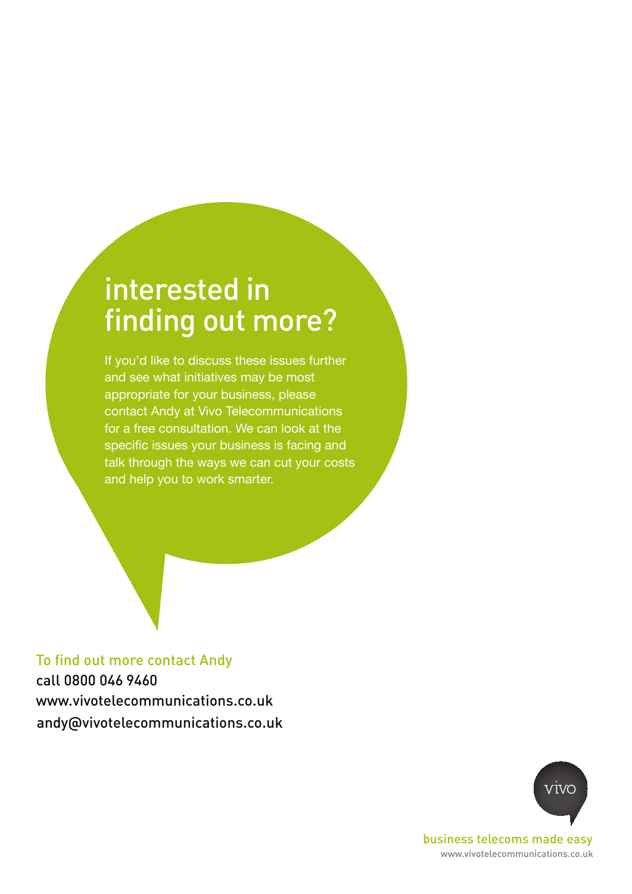# interested in finding out more?

If you'd like to discuss these issues further and see what initiatives may be most appropriate for your business, please contact Andy at Vivo Telecommunications for a free consultation. We can look at the specific issues your business is facing and talk through the ways we can cut your costs and help you to work smarter.

To find out more contact Andy

call 0800 046 9460

www.vivotelecommunications.co.uk

andy@vivotelecommunications.co.uk

vivo

business telecoms made easy

www.vivotelecommunications.co.uk